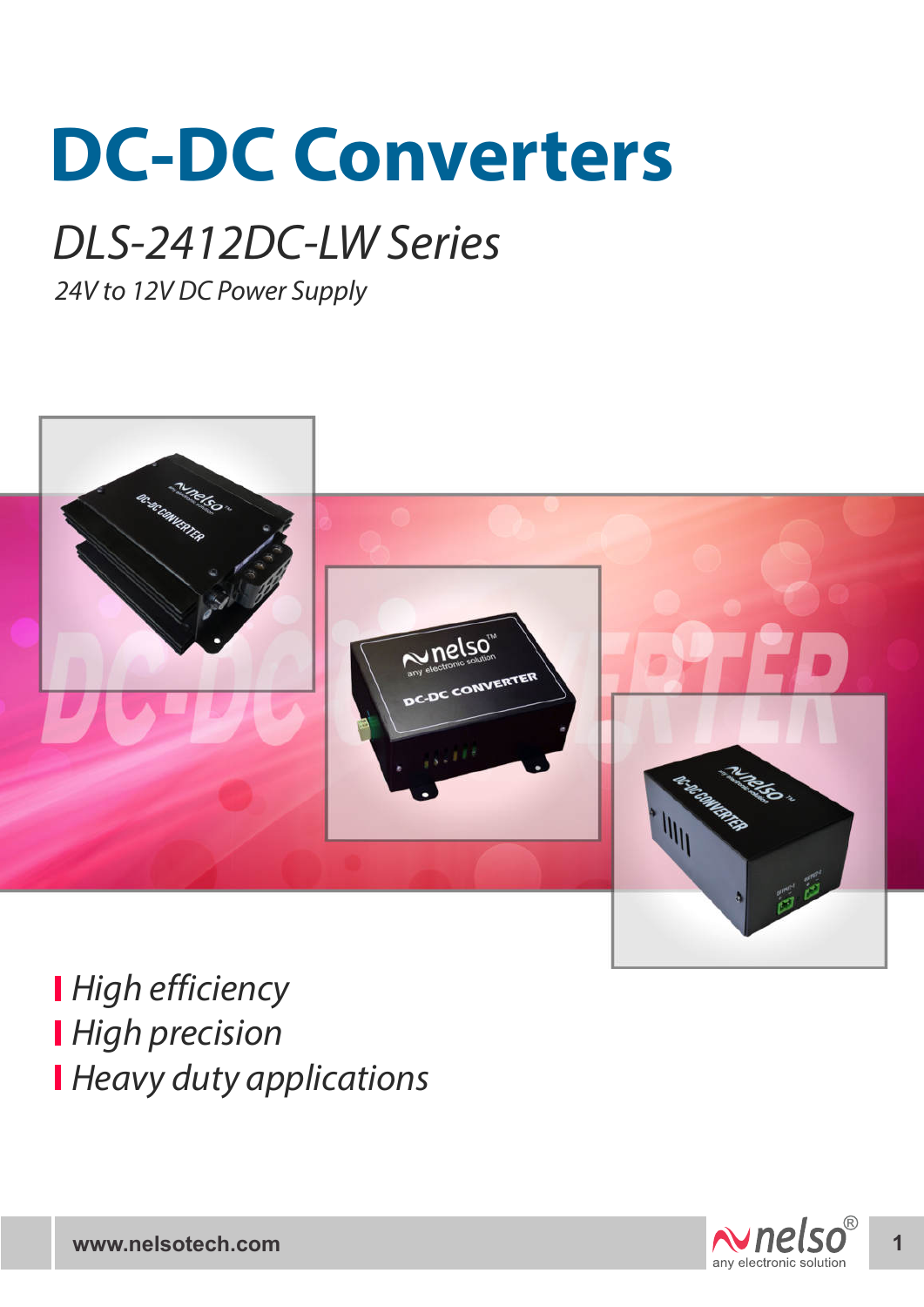# DC-DC Converters

## *DLS-2412DC-LW Series*

*24V to 12V DC Power Supply*

- *High efficiency*
- *High precision*
- *Heavy duty applications*

www.nelsotech.com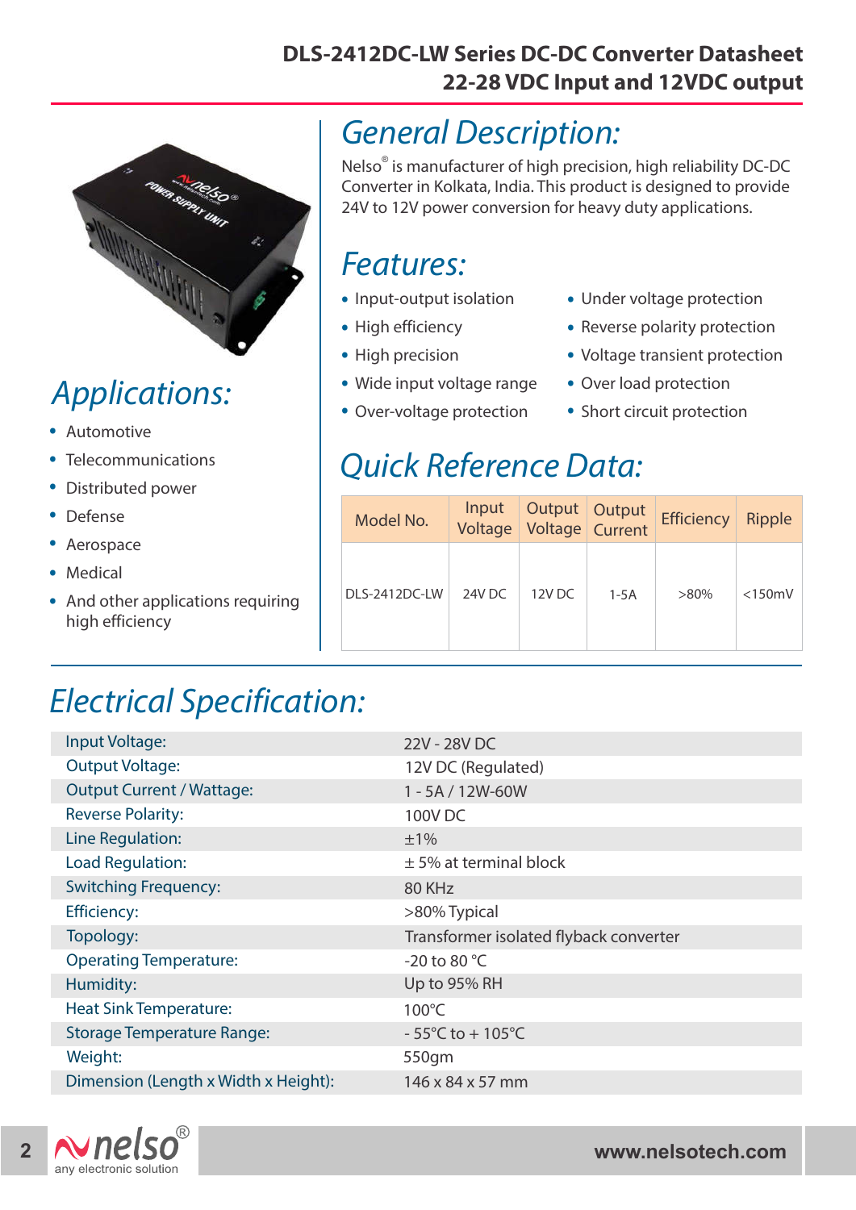# DLS-2412DC-LW Series DC-DC Converter Datasheet
# 22-28 VDC Input and 12VDC output

## General Description:

Nelso® is manufacturer of high precision, high reliability DC-DC Converter in Kolkata, India. This product is designed to provide 24V to 12V power conversion for heavy duty applications.

## Applications:

- Automotive
- Telecommunications
- Distributed power
- Defense
- Aerospace
- Medical
- And other applications requiring high efficiency

## Features:

- Input-output isolation
- High efficiency
- High precision
- Wide input voltage range
- Over-voltage protection
- Under voltage protection
- Reverse polarity protection
- Voltage transient protection
- Over load protection
- Short circuit protection

## Quick Reference Data:

| Model No. | Input Voltage | Output Voltage | Output Current | Efficiency | Ripple |
|---|---|---|---|---|---|
| DLS-2412DC-LW | 24V DC | 12V DC | 1-5A | >80% | <150mV |

## Electrical Specification:

| | |
|---|---|
| Input Voltage: | 22V - 28V DC |
| Output Voltage: | 12V DC (Regulated) |
| Output Current / Wattage: | 1 - 5A / 12W-60W |
| Reverse Polarity: | 100V DC |
| Line Regulation: | ±1% |
| Load Regulation: | ± 5% at terminal block |
| Switching Frequency: | 80 KHz |
| Efficiency: | >80% Typical |
| Topology: | Transformer isolated flyback converter |
| Operating Temperature: | -20 to 80 °C |
| Humidity: | Up to 95% RH |
| Heat Sink Temperature: | 100°C |
| Storage Temperature Range: | - 55°C to + 105°C |
| Weight: | 550gm |
| Dimension (Length x Width x Height): | 146 x 84 x 57 mm |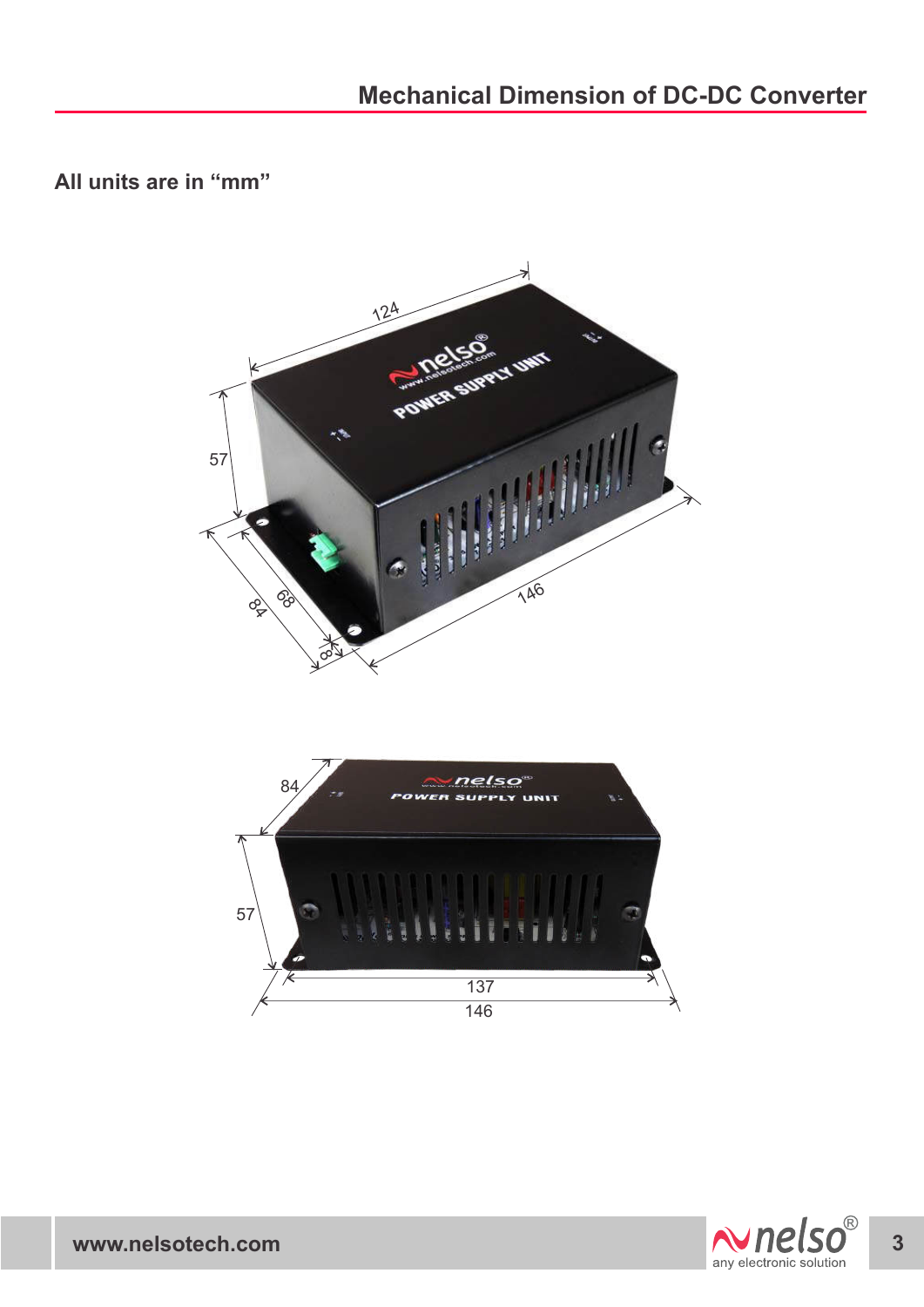## Mechanical Dimension of DC-DC Converter

**All units are in "mm"**

124

57

84

68

8

146

84

57

137

146